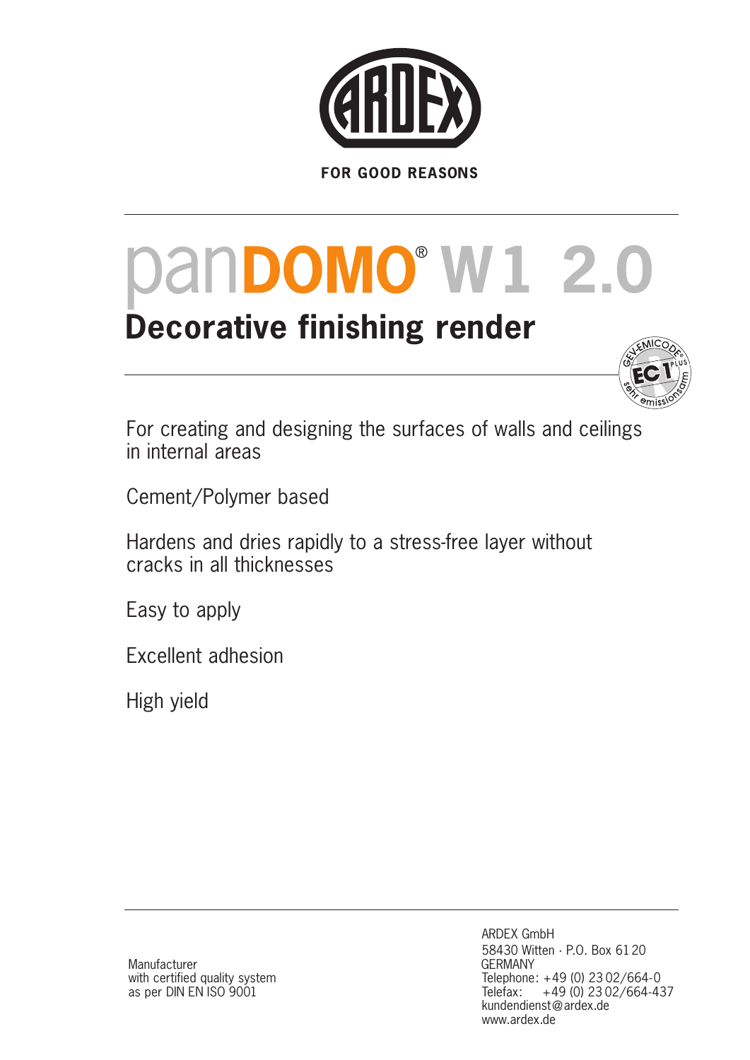ARDEX

FOR GOOD REASONS

# panDOMO® W1 2.0

## Decorative finishing render

GEV-EMICODE EC1 PLUS sehr emissionsarm

For creating and designing the surfaces of walls and ceilings in internal areas

Cement/Polymer based

Hardens and dries rapidly to a stress-free layer without cracks in all thicknesses

Easy to apply

Excellent adhesion

High yield

Manufacturer
with certified quality system
as per DIN EN ISO 9001

ARDEX GmbH
58430 Witten · P.O. Box 61 20
GERMANY
Telephone: +49 (0) 23 02/664-0
Telefax: +49 (0) 23 02/664-437
kundendienst@ardex.de
www.ardex.de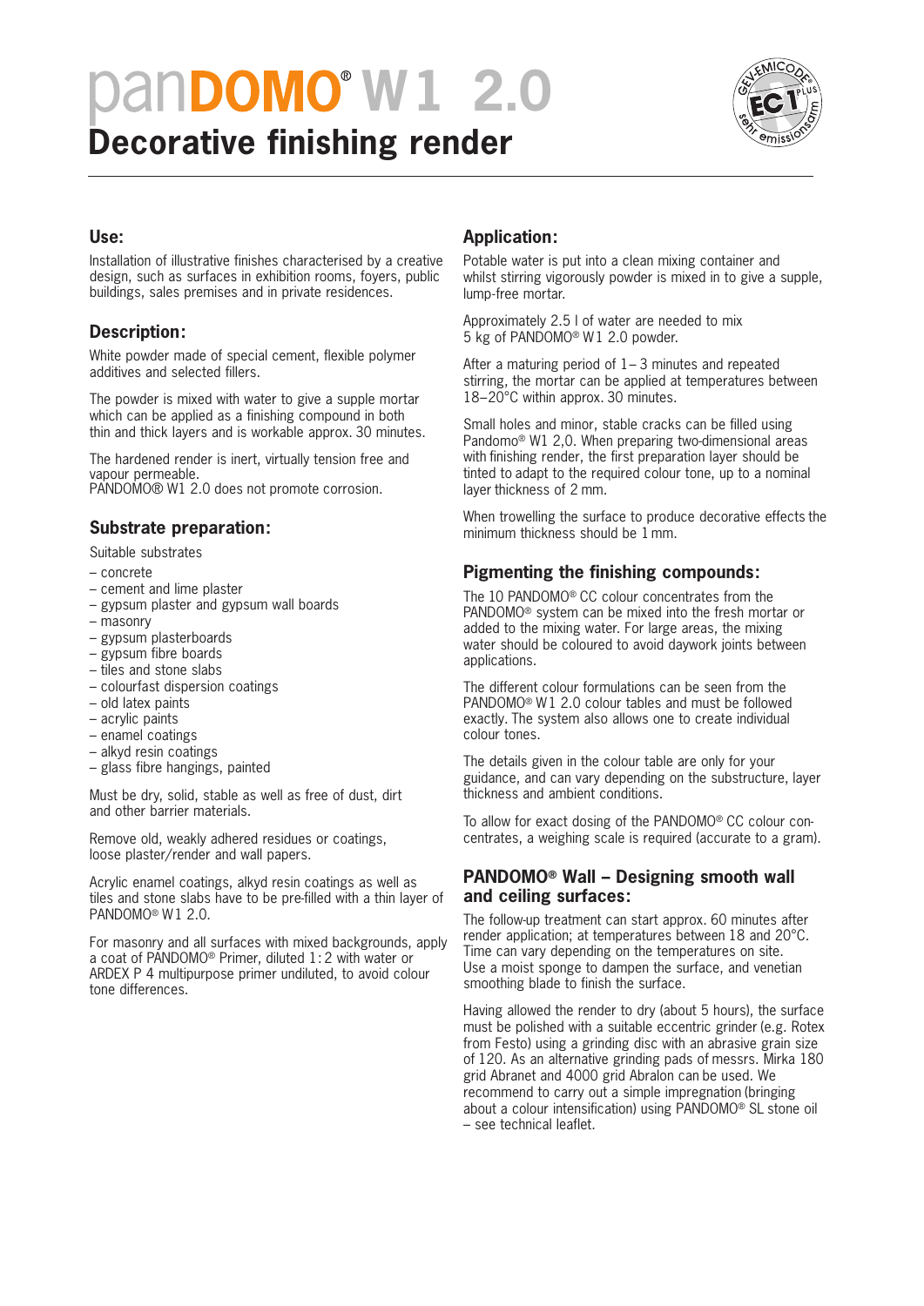# panDOMO® W1 2.0

## Decorative finishing render

## Use:

Installation of illustrative finishes characterised by a creative design, such as surfaces in exhibition rooms, foyers, public buildings, sales premises and in private residences.

## Description:

White powder made of special cement, flexible polymer additives and selected fillers.

The powder is mixed with water to give a supple mortar which can be applied as a finishing compound in both thin and thick layers and is workable approx. 30 minutes.

The hardened render is inert, virtually tension free and vapour permeable.
PANDOMO® W1 2.0 does not promote corrosion.

## Substrate preparation:

Suitable substrates

- concrete
- cement and lime plaster
- gypsum plaster and gypsum wall boards
- masonry
- gypsum plasterboards
- gypsum fibre boards
- tiles and stone slabs
- colourfast dispersion coatings
- old latex paints
- acrylic paints
- enamel coatings
- alkyd resin coatings
- glass fibre hangings, painted

Must be dry, solid, stable as well as free of dust, dirt and other barrier materials.

Remove old, weakly adhered residues or coatings, loose plaster/render and wall papers.

Acrylic enamel coatings, alkyd resin coatings as well as tiles and stone slabs have to be pre-filled with a thin layer of PANDOMO® W1 2.0.

For masonry and all surfaces with mixed backgrounds, apply a coat of PANDOMO® Primer, diluted 1: 2 with water or ARDEX P 4 multipurpose primer undiluted, to avoid colour tone differences.

## Application:

Potable water is put into a clean mixing container and whilst stirring vigorously powder is mixed in to give a supple, lump-free mortar.

Approximately 2.5 l of water are needed to mix 5 kg of PANDOMO® W1 2.0 powder.

After a maturing period of 1– 3 minutes and repeated stirring, the mortar can be applied at temperatures between 18–20°C within approx. 30 minutes.

Small holes and minor, stable cracks can be filled using Pandomo® W1 2,0. When preparing two-dimensional areas with finishing render, the first preparation layer should be tinted to adapt to the required colour tone, up to a nominal layer thickness of 2 mm.

When trowelling the surface to produce decorative effects the minimum thickness should be 1 mm.

## Pigmenting the finishing compounds:

The 10 PANDOMO® CC colour concentrates from the PANDOMO® system can be mixed into the fresh mortar or added to the mixing water. For large areas, the mixing water should be coloured to avoid daywork joints between applications.

The different colour formulations can be seen from the PANDOMO® W1 2.0 colour tables and must be followed exactly. The system also allows one to create individual colour tones.

The details given in the colour table are only for your guidance, and can vary depending on the substructure, layer thickness and ambient conditions.

To allow for exact dosing of the PANDOMO® CC colour concentrates, a weighing scale is required (accurate to a gram).

## PANDOMO® Wall – Designing smooth wall and ceiling surfaces:

The follow-up treatment can start approx. 60 minutes after render application; at temperatures between 18 and 20°C. Time can vary depending on the temperatures on site. Use a moist sponge to dampen the surface, and venetian smoothing blade to finish the surface.

Having allowed the render to dry (about 5 hours), the surface must be polished with a suitable eccentric grinder (e.g. Rotex from Festo) using a grinding disc with an abrasive grain size of 120. As an alternative grinding pads of messrs. Mirka 180 grid Abranet and 4000 grid Abralon can be used. We recommend to carry out a simple impregnation (bringing about a colour intensification) using PANDOMO® SL stone oil – see technical leaflet.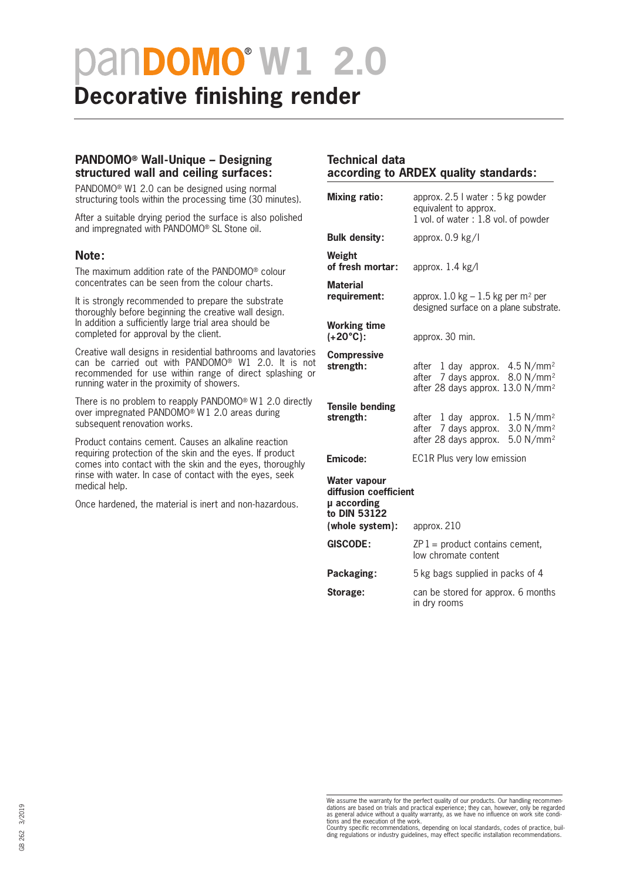# panDOMO® W1 2.0

## Decorative finishing render

### PANDOMO® Wall-Unique – Designing structured wall and ceiling surfaces:

PANDOMO® W1 2.0 can be designed using normal structuring tools within the processing time (30 minutes).

After a suitable drying period the surface is also polished and impregnated with PANDOMO® SL Stone oil.

### Note:

The maximum addition rate of the PANDOMO® colour concentrates can be seen from the colour charts.

It is strongly recommended to prepare the substrate thoroughly before beginning the creative wall design. In addition a sufficiently large trial area should be completed for approval by the client.

Creative wall designs in residential bathrooms and lavatories can be carried out with PANDOMO® W1 2.0. It is not recommended for use within range of direct splashing or running water in the proximity of showers.

There is no problem to reapply PANDOMO® W1 2.0 directly over impregnated PANDOMO® W1 2.0 areas during subsequent renovation works.

Product contains cement. Causes an alkaline reaction requiring protection of the skin and the eyes. If product comes into contact with the skin and the eyes, thoroughly rinse with water. In case of contact with the eyes, seek medical help.

Once hardened, the material is inert and non-hazardous.

### Technical data according to ARDEX quality standards:

| | |
|---|---|
| **Mixing ratio:** | approx. 2.5 l water : 5 kg powder equivalent to approx. 1 vol. of water : 1.8 vol. of powder |
| **Bulk density:** | approx. 0.9 kg/l |
| **Weight of fresh mortar:** | approx. 1.4 kg/l |
| **Material requirement:** | approx. 1.0 kg – 1.5 kg per m² per designed surface on a plane substrate. |
| **Working time (+20°C):** | approx. 30 min. |
| **Compressive strength:** | after 1 day approx. 4.5 N/mm²<br>after 7 days approx. 8.0 N/mm²<br>after 28 days approx. 13.0 N/mm² |
| **Tensile bending strength:** | after 1 day approx. 1.5 N/mm²<br>after 7 days approx. 3.0 N/mm²<br>after 28 days approx. 5.0 N/mm² |
| **Emicode:** | EC1R Plus very low emission |
| **Water vapour diffusion coefficient μ according to DIN 53122 (whole system):** | approx. 210 |
| **GISCODE:** | ZP 1 = product contains cement, low chromate content |
| **Packaging:** | 5 kg bags supplied in packs of 4 |
| **Storage:** | can be stored for approx. 6 months in dry rooms |

We assume the warranty for the perfect quality of our products. Our handling recommendations are based on trials and practical experience; they can, however, only be regarded as general advice without a quality warranty, as we have no influence on work site conditions and the execution of the work.
Country specific recommendations, depending on local standards, codes of practice, building regulations or industry guidelines, may effect specific installation recommendations.

GB 262 3/2019